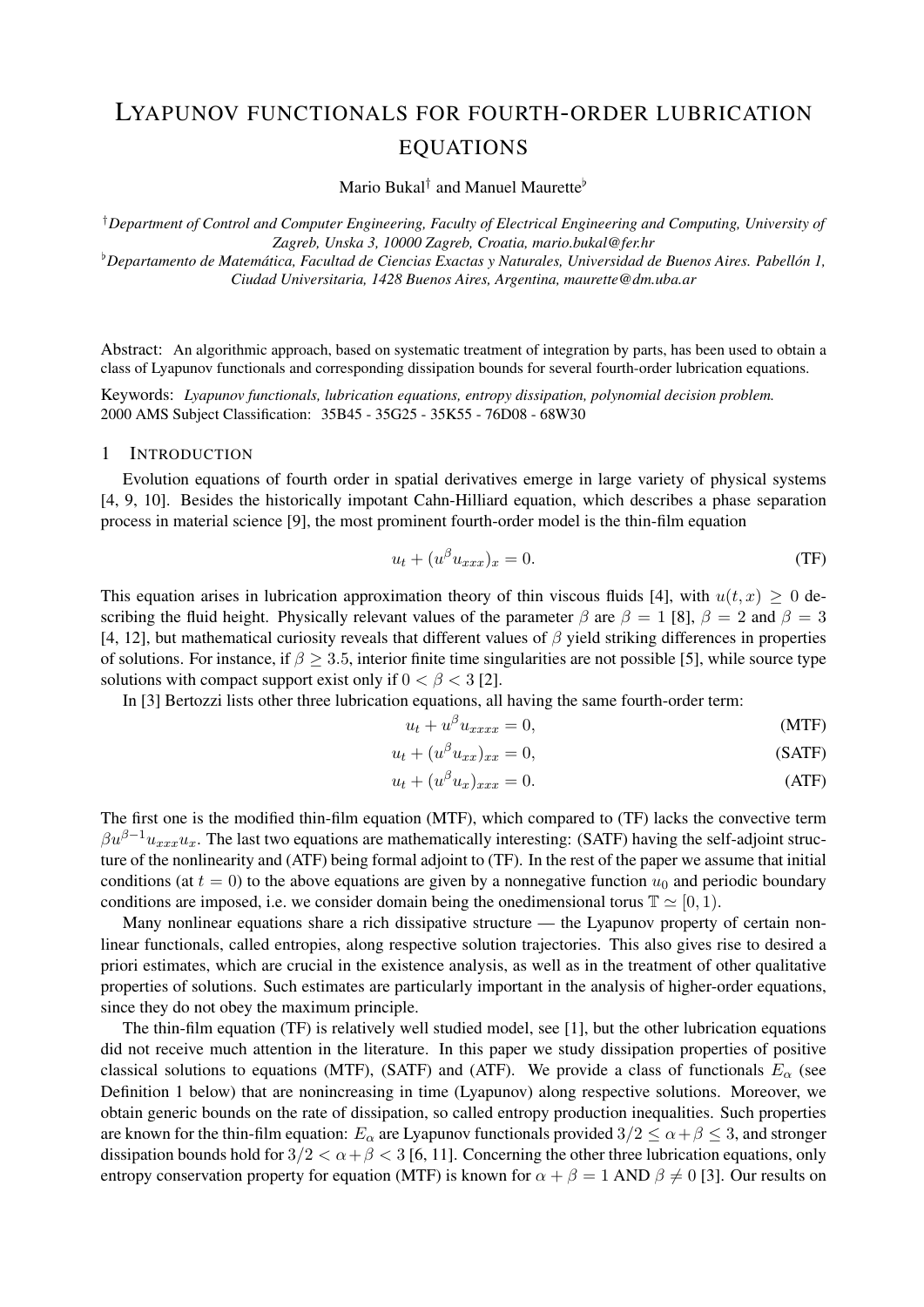# LYAPUNOV FUNCTIONALS FOR FOURTH-ORDER LUBRICATION EQUATIONS

Mario Bukal[†] and Manuel Maurette[♭]

[†]*Department of Control and Computer Engineering, Faculty of Electrical Engineering and Computing, University of Zagreb, Unska 3, 10000 Zagreb, Croatia, mario.bukal@fer.hr*

[♭]*Departamento de Matemática, Facultad de Ciencias Exactas y Naturales, Universidad de Buenos Aires. Pabellón 1, Ciudad Universitaria, 1428 Buenos Aires, Argentina, maurette@dm.uba.ar*

Abstract: An algorithmic approach, based on systematic treatment of integration by parts, has been used to obtain a class of Lyapunov functionals and corresponding dissipation bounds for several fourth-order lubrication equations.

Keywords: *Lyapunov functionals, lubrication equations, entropy dissipation, polynomial decision problem.*
2000 AMS Subject Classification: 35B45 - 35G25 - 35K55 - 76D08 - 68W30

## 1 INTRODUCTION

Evolution equations of fourth order in spatial derivatives emerge in large variety of physical systems [4, 9, 10]. Besides the historically impotant Cahn-Hilliard equation, which describes a phase separation process in material science [9], the most prominent fourth-order model is the thin-film equation

$$u_t + (u^\beta u_{xxx})_x = 0. \tag{TF}$$

This equation arises in lubrication approximation theory of thin viscous fluids [4], with $u(t,x) \geq 0$ describing the fluid height. Physically relevant values of the parameter $\beta$ are $\beta = 1$ [8], $\beta = 2$ and $\beta = 3$ [4, 12], but mathematical curiosity reveals that different values of $\beta$ yield striking differences in properties of solutions. For instance, if $\beta \geq 3.5$, interior finite time singularities are not possible [5], while source type solutions with compact support exist only if $0 < \beta < 3$ [2].

In [3] Bertozzi lists other three lubrication equations, all having the same fourth-order term:

$$u_t + u^\beta u_{xxxx} = 0, \tag{MTF}$$

$$u_t + (u^\beta u_{xx})_{xx} = 0, \tag{SATF}$$

$$u_t + (u^\beta u_x)_{xxx} = 0. \tag{ATF}$$

The first one is the modified thin-film equation (MTF), which compared to (TF) lacks the convective term $\beta u^{\beta-1}u_{xxx}u_x$. The last two equations are mathematically interesting: (SATF) having the self-adjoint structure of the nonlinearity and (ATF) being formal adjoint to (TF). In the rest of the paper we assume that initial conditions (at $t = 0$) to the above equations are given by a nonnegative function $u_0$ and periodic boundary conditions are imposed, i.e. we consider domain being the onedimensional torus $\mathbb{T} \simeq [0, 1)$.

Many nonlinear equations share a rich dissipative structure — the Lyapunov property of certain nonlinear functionals, called entropies, along respective solution trajectories. This also gives rise to desired a priori estimates, which are crucial in the existence analysis, as well as in the treatment of other qualitative properties of solutions. Such estimates are particularly important in the analysis of higher-order equations, since they do not obey the maximum principle.

The thin-film equation (TF) is relatively well studied model, see [1], but the other lubrication equations did not receive much attention in the literature. In this paper we study dissipation properties of positive classical solutions to equations (MTF), (SATF) and (ATF). We provide a class of functionals $E_\alpha$ (see Definition 1 below) that are nonincreasing in time (Lyapunov) along respective solutions. Moreover, we obtain generic bounds on the rate of dissipation, so called entropy production inequalities. Such properties are known for the thin-film equation: $E_\alpha$ are Lyapunov functionals provided $3/2 \leq \alpha + \beta \leq 3$, and stronger dissipation bounds hold for $3/2 < \alpha + \beta < 3$ [6, 11]. Concerning the other three lubrication equations, only entropy conservation property for equation (MTF) is known for $\alpha + \beta = 1$ AND $\beta \neq 0$ [3]. Our results on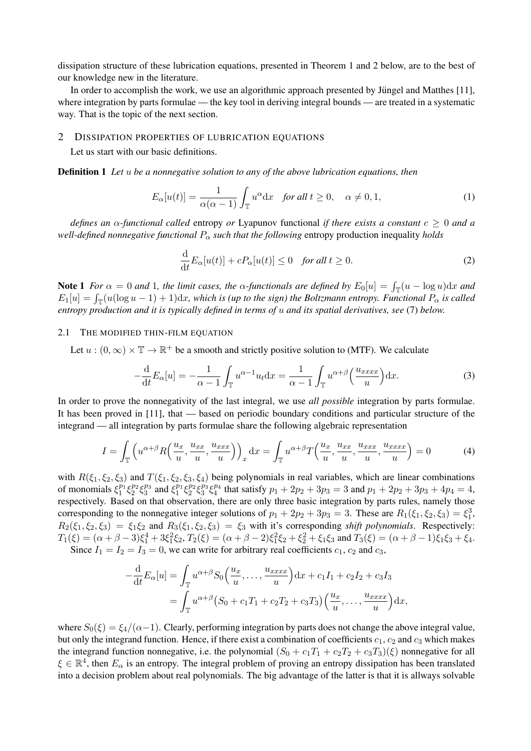dissipation structure of these lubrication equations, presented in Theorem 1 and 2 below, are to the best of our knowledge new in the literature.

In order to accomplish the work, we use an algorithmic approach presented by Jüngel and Matthes [11], where integration by parts formulae — the key tool in deriving integral bounds — are treated in a systematic way. That is the topic of the next section.

## 2 Dissipation properties of lubrication equations

Let us start with our basic definitions.

**Definition 1** *Let $u$ be a nonnegative solution to any of the above lubrication equations, then*

$$E_\alpha[u(t)] = \frac{1}{\alpha(\alpha-1)} \int_{\mathbb{T}} u^\alpha \mathrm{d}x \quad \textit{for all } t \geq 0, \quad \alpha \neq 0, 1, \tag{1}$$

*defines an $\alpha$-functional called* entropy *or* Lyapunov functional *if there exists a constant $c \geq 0$ and a well-defined nonnegative functional $P_\alpha$ such that the following* entropy production inequality *holds*

$$\frac{\mathrm{d}}{\mathrm{d}t} E_\alpha[u(t)] + c P_\alpha[u(t)] \leq 0 \quad \textit{for all } t \geq 0. \tag{2}$$

**Note 1** *For $\alpha = 0$ and $1$, the limit cases, the $\alpha$-functionals are defined by $E_0[u] = \int_{\mathbb{T}}(u - \log u)\mathrm{d}x$ and $E_1[u] = \int_{\mathbb{T}}(u(\log u - 1) + 1)\mathrm{d}x$, which is (up to the sign) the Boltzmann entropy. Functional $P_\alpha$ is called entropy production and it is typically defined in terms of $u$ and its spatial derivatives, see* (7) *below.*

### 2.1 The modified thin-film equation

Let $u : (0, \infty) \times \mathbb{T} \to \mathbb{R}^+$ be a smooth and strictly positive solution to (MTF). We calculate

$$-\frac{\mathrm{d}}{\mathrm{d}t} E_\alpha[u] = -\frac{1}{\alpha - 1} \int_{\mathbb{T}} u^{\alpha-1} u_t \mathrm{d}x = \frac{1}{\alpha - 1} \int_{\mathbb{T}} u^{\alpha+\beta} \Big( \frac{u_{xxxx}}{u} \Big) \mathrm{d}x. \tag{3}$$

In order to prove the nonnegativity of the last integral, we use *all possible* integration by parts formulae. It has been proved in [11], that — based on periodic boundary conditions and particular structure of the integrand — all integration by parts formulae share the following algebraic representation

$$I = \int_{\mathbb{T}} \Big( u^{\alpha+\beta} R\Big( \frac{u_x}{u}, \frac{u_{xx}}{u}, \frac{u_{xxx}}{u} \Big) \Big)_x \mathrm{d}x = \int_{\mathbb{T}} u^{\alpha+\beta} T\Big( \frac{u_x}{u}, \frac{u_{xx}}{u}, \frac{u_{xxx}}{u}, \frac{u_{xxxx}}{u} \Big) = 0 \tag{4}$$

with $R(\xi_1, \xi_2, \xi_3)$ and $T(\xi_1, \xi_2, \xi_3, \xi_4)$ being polynomials in real variables, which are linear combinations of monomials $\xi_1^{p_1}\xi_2^{p_2}\xi_3^{p_3}$ and $\xi_1^{p_1}\xi_2^{p_2}\xi_3^{p_3}\xi_4^{p_4}$ that satisfy $p_1 + 2p_2 + 3p_3 = 3$ and $p_1 + 2p_2 + 3p_3 + 4p_4 = 4$, respectively. Based on that observation, there are only three basic integration by parts rules, namely those corresponding to the nonnegative integer solutions of $p_1 + 2p_2 + 3p_3 = 3$. These are $R_1(\xi_1, \xi_2, \xi_3) = \xi_1^3$, $R_2(\xi_1, \xi_2, \xi_3) = \xi_1\xi_2$ and $R_3(\xi_1, \xi_2, \xi_3) = \xi_3$ with it's corresponding *shift polynomials*. Respectively: $T_1(\xi) = (\alpha + \beta - 3)\xi_1^4 + 3\xi_1^2\xi_2$, $T_2(\xi) = (\alpha + \beta - 2)\xi_1^2\xi_2 + \xi_2^2 + \xi_1\xi_3$ and $T_3(\xi) = (\alpha + \beta - 1)\xi_1\xi_3 + \xi_4$.

Since $I_1 = I_2 = I_3 = 0$, we can write for arbitrary real coefficients $c_1$, $c_2$ and $c_3$,

$$\begin{aligned}
-\frac{\mathrm{d}}{\mathrm{d}t} E_\alpha[u] &= \int_{\mathbb{T}} u^{\alpha+\beta} S_0\Big( \frac{u_x}{u}, \ldots, \frac{u_{xxxx}}{u} \Big) \mathrm{d}x + c_1 I_1 + c_2 I_2 + c_3 I_3 \\
&= \int_{\mathbb{T}} u^{\alpha+\beta} \big( S_0 + c_1 T_1 + c_2 T_2 + c_3 T_3 \big) \Big( \frac{u_x}{u}, \ldots, \frac{u_{xxxx}}{u} \Big) \mathrm{d}x,
\end{aligned}$$

where $S_0(\xi) = \xi_4/(\alpha - 1)$. Clearly, performing integration by parts does not change the above integral value, but only the integrand function. Hence, if there exist a combination of coefficients $c_1$, $c_2$ and $c_3$ which makes the integrand function nonnegative, i.e. the polynomial $(S_0 + c_1T_1 + c_2T_2 + c_3T_3)(\xi)$ nonnegative for all $\xi \in \mathbb{R}^4$, then $E_\alpha$ is an entropy. The integral problem of proving an entropy dissipation has been translated into a decision problem about real polynomials. The big advantage of the latter is that it is allways solvable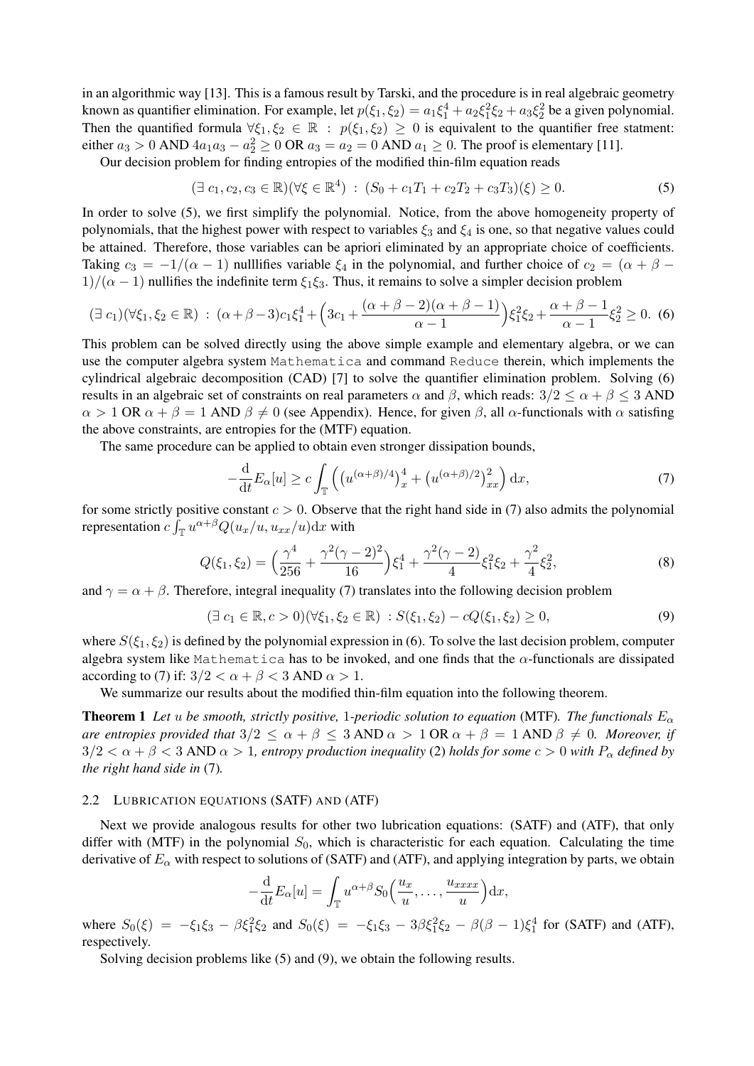in an algorithmic way [13]. This is a famous result by Tarski, and the procedure is in real algebraic geometry known as quantifier elimination. For example, let $p(\xi_1,\xi_2) = a_1\xi_1^4 + a_2\xi_1^2\xi_2 + a_3\xi_2^2$ be a given polynomial. Then the quantified formula $\forall \xi_1, \xi_2 \in \mathbb{R}\ :\ p(\xi_1,\xi_2) \geq 0$ is equivalent to the quantifier free statment: either $a_3 > 0$ AND $4a_1a_3 - a_2^2 \geq 0$ OR $a_3 = a_2 = 0$ AND $a_1 \geq 0$. The proof is elementary [11].

Our decision problem for finding entropies of the modified thin-film equation reads

$$(\exists\, c_1, c_2, c_3 \in \mathbb{R})(\forall \xi \in \mathbb{R}^4)\ :\ (S_0 + c_1T_1 + c_2T_2 + c_3T_3)(\xi) \geq 0. \tag{5}$$

In order to solve (5), we first simplify the polynomial. Notice, from the above homogeneity property of polynomials, that the highest power with respect to variables $\xi_3$ and $\xi_4$ is one, so that negative values could be attained. Therefore, those variables can be apriori eliminated by an appropriate choice of coefficients. Taking $c_3 = -1/(\alpha-1)$ nulllifies variable $\xi_4$ in the polynomial, and further choice of $c_2 = (\alpha+\beta-1)/(\alpha-1)$ nullifies the indefinite term $\xi_1\xi_3$. Thus, it remains to solve a simpler decision problem

$$(\exists\, c_1)(\forall \xi_1, \xi_2 \in \mathbb{R})\ :\ (\alpha+\beta-3)c_1\xi_1^4 + \Big(3c_1 + \frac{(\alpha+\beta-2)(\alpha+\beta-1)}{\alpha-1}\Big)\xi_1^2\xi_2 + \frac{\alpha+\beta-1}{\alpha-1}\xi_2^2 \geq 0. \tag{6}$$

This problem can be solved directly using the above simple example and elementary algebra, or we can use the computer algebra system `Mathematica` and command `Reduce` therein, which implements the cylindrical algebraic decomposition (CAD) [7] to solve the quantifier elimination problem. Solving (6) results in an algebraic set of constraints on real parameters $\alpha$ and $\beta$, which reads: $3/2 \leq \alpha+\beta \leq 3$ AND $\alpha > 1$ OR $\alpha+\beta = 1$ AND $\beta \neq 0$ (see Appendix). Hence, for given $\beta$, all $\alpha$-functionals with $\alpha$ satisfing the above constraints, are entropies for the (MTF) equation.

The same procedure can be applied to obtain even stronger dissipation bounds,

$$-\frac{\mathrm{d}}{\mathrm{d}t}E_\alpha[u] \geq c\int_{\mathbb{T}} \Big(\big(u^{(\alpha+\beta)/4}\big)_x^4 + \big(u^{(\alpha+\beta)/2}\big)_{xx}^2\Big)\,\mathrm{d}x, \tag{7}$$

for some strictly positive constant $c > 0$. Observe that the right hand side in (7) also admits the polynomial representation $c\int_{\mathbb{T}} u^{\alpha+\beta}Q(u_x/u, u_{xx}/u)\mathrm{d}x$ with

$$Q(\xi_1,\xi_2) = \Big(\frac{\gamma^4}{256} + \frac{\gamma^2(\gamma-2)^2}{16}\Big)\xi_1^4 + \frac{\gamma^2(\gamma-2)}{4}\xi_1^2\xi_2 + \frac{\gamma^2}{4}\xi_2^2, \tag{8}$$

and $\gamma = \alpha+\beta$. Therefore, integral inequality (7) translates into the following decision problem

$$(\exists\, c_1 \in \mathbb{R}, c > 0)(\forall \xi_1, \xi_2 \in \mathbb{R})\ : S(\xi_1,\xi_2) - cQ(\xi_1,\xi_2) \geq 0, \tag{9}$$

where $S(\xi_1,\xi_2)$ is defined by the polynomial expression in (6). To solve the last decision problem, computer algebra system like `Mathematica` has to be invoked, and one finds that the $\alpha$-functionals are dissipated according to (7) if: $3/2 < \alpha+\beta < 3$ AND $\alpha > 1$.

We summarize our results about the modified thin-film equation into the following theorem.

**Theorem 1** *Let $u$ be smooth, strictly positive, 1-periodic solution to equation* (MTF)*. The functionals $E_\alpha$ are entropies provided that $3/2 \leq \alpha+\beta \leq 3$ AND $\alpha > 1$ OR $\alpha+\beta = 1$ AND $\beta \neq 0$. Moreover, if $3/2 < \alpha+\beta < 3$ AND $\alpha > 1$, entropy production inequality* (2) *holds for some $c > 0$ with $P_\alpha$ defined by the right hand side in* (7)*.*

### 2.2 Lubrication equations (SATF) and (ATF)

Next we provide analogous results for other two lubrication equations: (SATF) and (ATF), that only differ with (MTF) in the polynomial $S_0$, which is characteristic for each equation. Calculating the time derivative of $E_\alpha$ with respect to solutions of (SATF) and (ATF), and applying integration by parts, we obtain

$$-\frac{\mathrm{d}}{\mathrm{d}t}E_\alpha[u] = \int_{\mathbb{T}} u^{\alpha+\beta} S_0\Big(\frac{u_x}{u}, \ldots, \frac{u_{xxxx}}{u}\Big)\mathrm{d}x,$$

where $S_0(\xi) = -\xi_1\xi_3 - \beta\xi_1^2\xi_2$ and $S_0(\xi) = -\xi_1\xi_3 - 3\beta\xi_1^2\xi_2 - \beta(\beta-1)\xi_1^4$ for (SATF) and (ATF), respectively.

Solving decision problems like (5) and (9), we obtain the following results.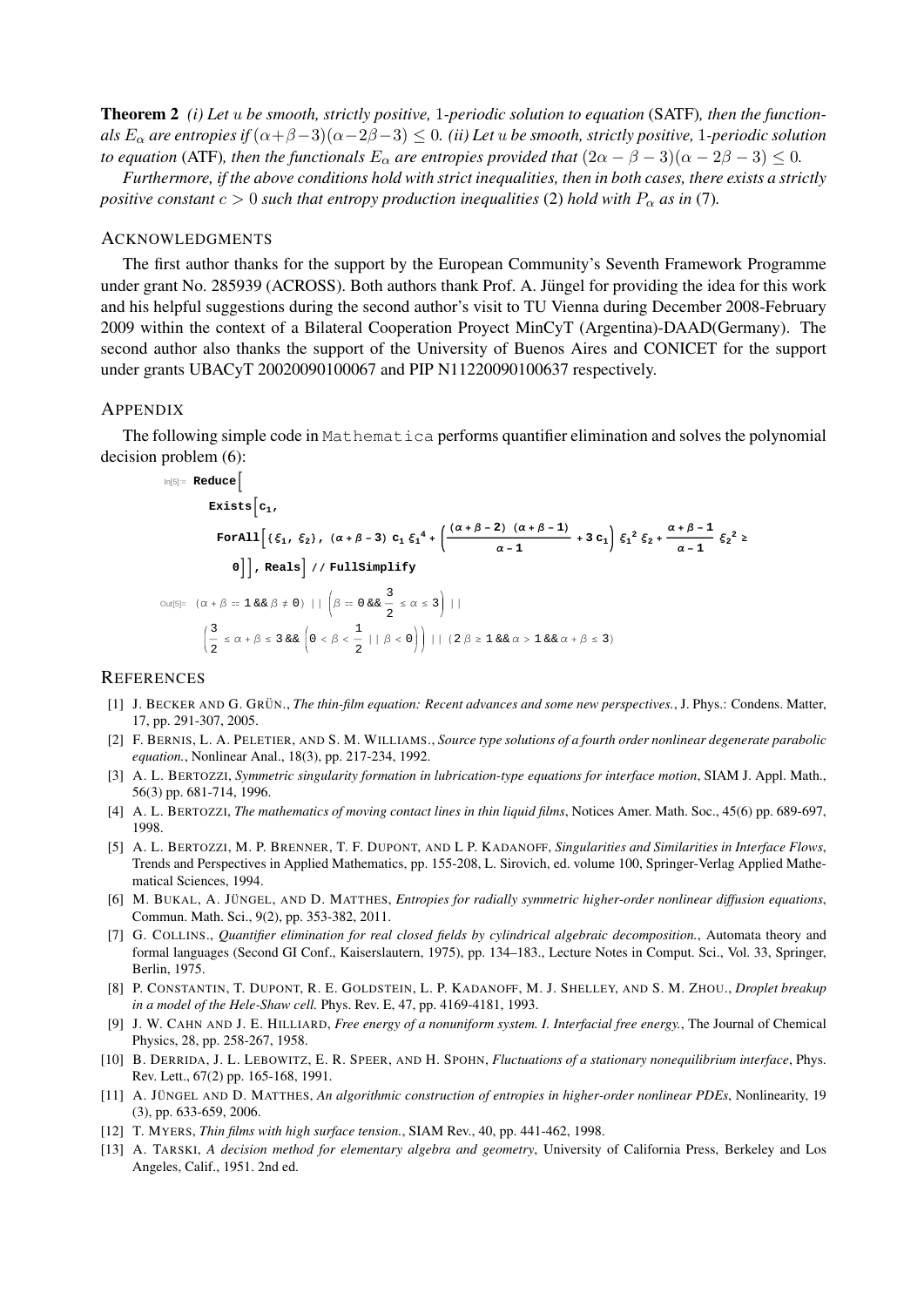**Theorem 2** *(i) Let $u$ be smooth, strictly positive, 1-periodic solution to equation* (SATF)*, then the functionals $E_\alpha$ are entropies if $(\alpha+\beta-3)(\alpha-2\beta-3) \leq 0$. (ii) Let $u$ be smooth, strictly positive, 1-periodic solution to equation* (ATF)*, then the functionals $E_\alpha$ are entropies provided that $(2\alpha-\beta-3)(\alpha-2\beta-3) \leq 0$.*

*Furthermore, if the above conditions hold with strict inequalities, then in both cases, there exists a strictly positive constant $c > 0$ such that entropy production inequalities* (2) *hold with $P_\alpha$ as in* (7)*.*

## ACKNOWLEDGMENTS

The first author thanks for the support by the European Community's Seventh Framework Programme under grant No. 285939 (ACROSS). Both authors thank Prof. A. Jüngel for providing the idea for this work and his helpful suggestions during the second author's visit to TU Vienna during December 2008-February 2009 within the context of a Bilateral Cooperation Proyect MinCyT (Argentina)-DAAD(Germany). The second author also thanks the support of the University of Buenos Aires and CONICET for the support under grants UBACyT 20020090100067 and PIP N11220090100637 respectively.

## APPENDIX

The following simple code in Mathematica performs quantifier elimination and solves the polynomial decision problem (6):

```
In[5]:= Reduce[
         Exists[c1,
          ForAll[{ξ1, ξ2}, (α + β - 3) c1 ξ1^4 + ((α + β - 2) (α + β - 1)/(α - 1) + 3 c1) ξ1^2 ξ2 + (α + β - 1)/(α - 1) ξ2^2 ≥
            0]], Reals] // FullSimplify
Out[5]= (α + β == 1 && β ≠ 0) || (β == 0 && 3/2 ≤ α ≤ 3) ||
         (3/2 ≤ α + β ≤ 3 && (0 < β < 1/2 || β < 0)) || (2 β ≥ 1 && α > 1 && α + β ≤ 3)
```

## REFERENCES

[1] J. BECKER AND G. GRÜN., *The thin-film equation: Recent advances and some new perspectives.*, J. Phys.: Condens. Matter, 17, pp. 291-307, 2005.

[2] F. BERNIS, L. A. PELETIER, AND S. M. WILLIAMS., *Source type solutions of a fourth order nonlinear degenerate parabolic equation.*, Nonlinear Anal., 18(3), pp. 217-234, 1992.

[3] A. L. BERTOZZI, *Symmetric singularity formation in lubrication-type equations for interface motion*, SIAM J. Appl. Math., 56(3) pp. 681-714, 1996.

[4] A. L. BERTOZZI, *The mathematics of moving contact lines in thin liquid films*, Notices Amer. Math. Soc., 45(6) pp. 689-697, 1998.

[5] A. L. BERTOZZI, M. P. BRENNER, T. F. DUPONT, AND L P. KADANOFF, *Singularities and Similarities in Interface Flows*, Trends and Perspectives in Applied Mathematics, pp. 155-208, L. Sirovich, ed. volume 100, Springer-Verlag Applied Mathematical Sciences, 1994.

[6] M. BUKAL, A. JÜNGEL, AND D. MATTHES, *Entropies for radially symmetric higher-order nonlinear diffusion equations*, Commun. Math. Sci., 9(2), pp. 353-382, 2011.

[7] G. COLLINS., *Quantifier elimination for real closed fields by cylindrical algebraic decomposition.*, Automata theory and formal languages (Second GI Conf., Kaiserslautern, 1975), pp. 134–183., Lecture Notes in Comput. Sci., Vol. 33, Springer, Berlin, 1975.

[8] P. CONSTANTIN, T. DUPONT, R. E. GOLDSTEIN, L. P. KADANOFF, M. J. SHELLEY, AND S. M. ZHOU., *Droplet breakup in a model of the Hele-Shaw cell.* Phys. Rev. E, 47, pp. 4169-4181, 1993.

[9] J. W. CAHN AND J. E. HILLIARD, *Free energy of a nonuniform system. I. Interfacial free energy.*, The Journal of Chemical Physics, 28, pp. 258-267, 1958.

[10] B. DERRIDA, J. L. LEBOWITZ, E. R. SPEER, AND H. SPOHN, *Fluctuations of a stationary nonequilibrium interface*, Phys. Rev. Lett., 67(2) pp. 165-168, 1991.

[11] A. JÜNGEL AND D. MATTHES, *An algorithmic construction of entropies in higher-order nonlinear PDEs*, Nonlinearity, 19 (3), pp. 633-659, 2006.

[12] T. MYERS, *Thin films with high surface tension.*, SIAM Rev., 40, pp. 441-462, 1998.

[13] A. TARSKI, *A decision method for elementary algebra and geometry*, University of California Press, Berkeley and Los Angeles, Calif., 1951. 2nd ed.